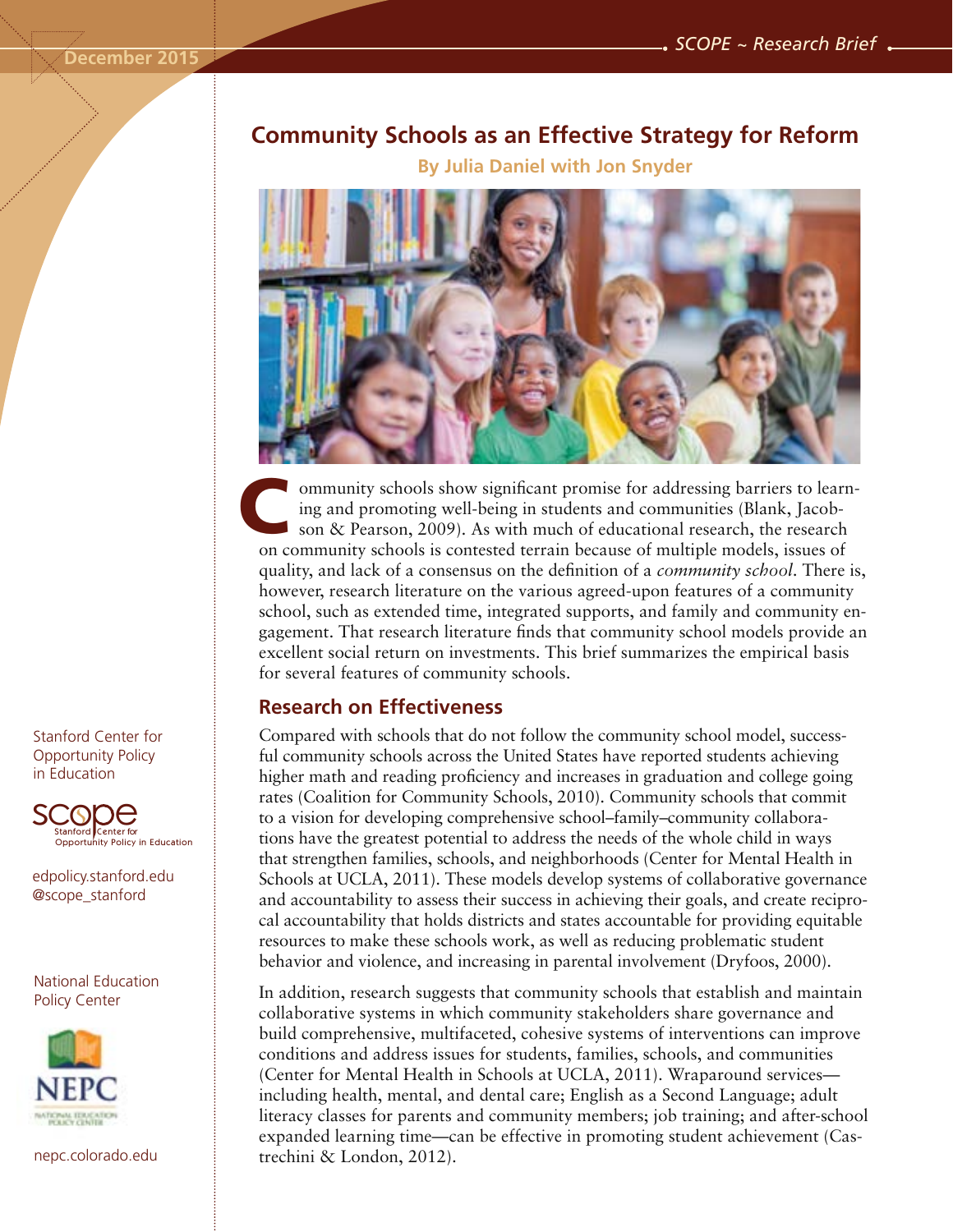December 2015

SCOPE ~ Research Brief

# Community Schools as an Effective Strategy for Reform

**By Julia Daniel with Jon Snyder**

Community schools show significant promise for addressing barriers to learning and promoting well-being in students and communities (Blank, Jacobson & Pearson, 2009). As with much of educational research, the research on community schools is contested terrain because of multiple models, issues of quality, and lack of a consensus on the definition of a *community school*. There is, however, research literature on the various agreed-upon features of a community school, such as extended time, integrated supports, and family and community engagement. That research literature finds that community school models provide an excellent social return on investments. This brief summarizes the empirical basis for several features of community schools.

## Research on Effectiveness

Compared with schools that do not follow the community school model, successful community schools across the United States have reported students achieving higher math and reading proficiency and increases in graduation and college going rates (Coalition for Community Schools, 2010). Community schools that commit to a vision for developing comprehensive school–family–community collaborations have the greatest potential to address the needs of the whole child in ways that strengthen families, schools, and neighborhoods (Center for Mental Health in Schools at UCLA, 2011). These models develop systems of collaborative governance and accountability to assess their success in achieving their goals, and create reciprocal accountability that holds districts and states accountable for providing equitable resources to make these schools work, as well as reducing problematic student behavior and violence, and increasing in parental involvement (Dryfoos, 2000).

In addition, research suggests that community schools that establish and maintain collaborative systems in which community stakeholders share governance and build comprehensive, multifaceted, cohesive systems of interventions can improve conditions and address issues for students, families, schools, and communities (Center for Mental Health in Schools at UCLA, 2011). Wraparound services—including health, mental, and dental care; English as a Second Language; adult literacy classes for parents and community members; job training; and after-school expanded learning time—can be effective in promoting student achievement (Castrechini & London, 2012).

Stanford Center for Opportunity Policy in Education

edpolicy.stanford.edu
@scope_stanford

National Education Policy Center

nepc.colorado.edu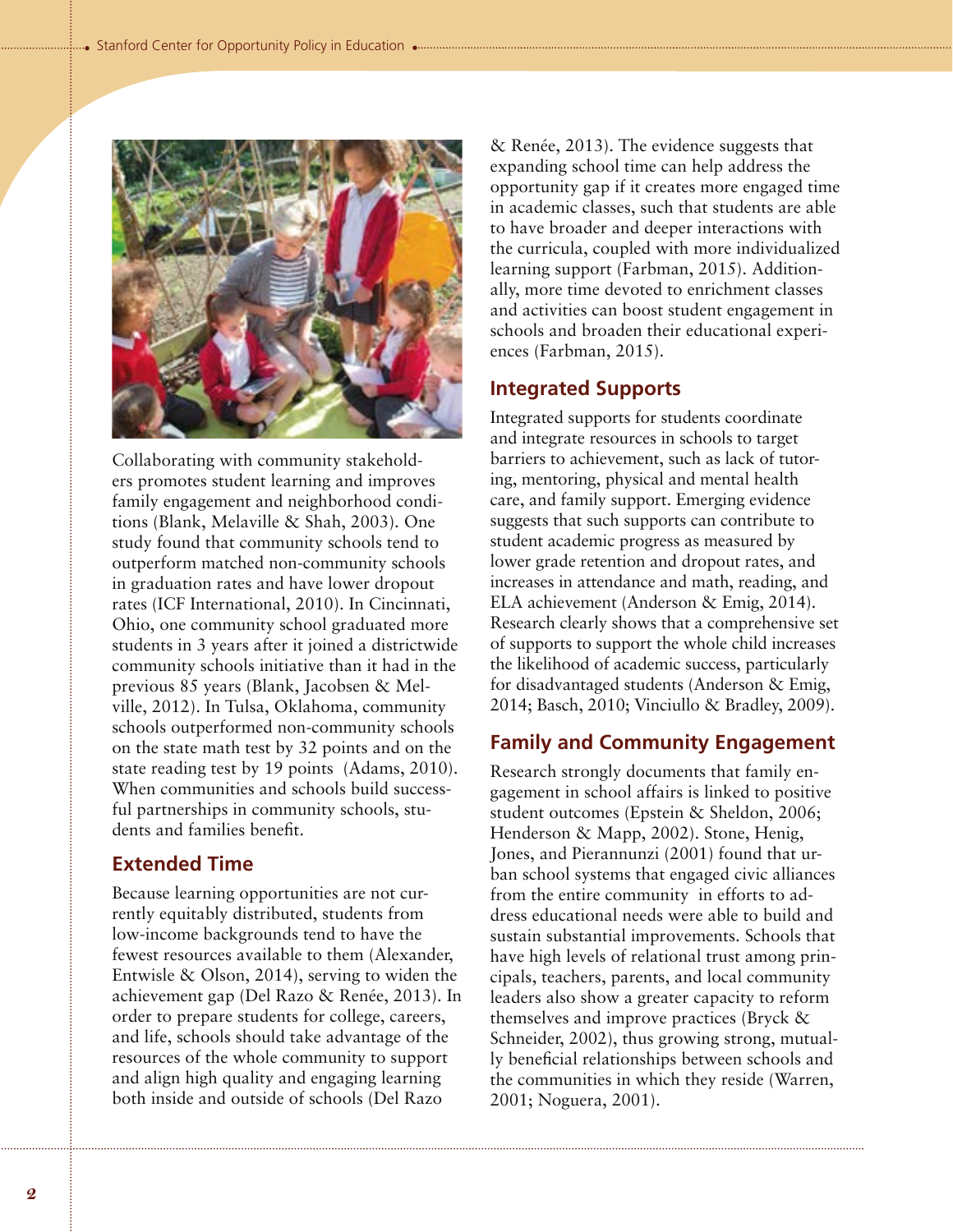Collaborating with community stakeholders promotes student learning and improves family engagement and neighborhood conditions (Blank, Melaville & Shah, 2003). One study found that community schools tend to outperform matched non-community schools in graduation rates and have lower dropout rates (ICF International, 2010). In Cincinnati, Ohio, one community school graduated more students in 3 years after it joined a districtwide community schools initiative than it had in the previous 85 years (Blank, Jacobsen & Melville, 2012). In Tulsa, Oklahoma, community schools outperformed non-community schools on the state math test by 32 points and on the state reading test by 19 points (Adams, 2010). When communities and schools build successful partnerships in community schools, students and families benefit.

## Extended Time

Because learning opportunities are not currently equitably distributed, students from low-income backgrounds tend to have the fewest resources available to them (Alexander, Entwisle & Olson, 2014), serving to widen the achievement gap (Del Razo & Renée, 2013). In order to prepare students for college, careers, and life, schools should take advantage of the resources of the whole community to support and align high quality and engaging learning both inside and outside of schools (Del Razo & Renée, 2013). The evidence suggests that expanding school time can help address the opportunity gap if it creates more engaged time in academic classes, such that students are able to have broader and deeper interactions with the curricula, coupled with more individualized learning support (Farbman, 2015). Additionally, more time devoted to enrichment classes and activities can boost student engagement in schools and broaden their educational experiences (Farbman, 2015).

## Integrated Supports

Integrated supports for students coordinate and integrate resources in schools to target barriers to achievement, such as lack of tutoring, mentoring, physical and mental health care, and family support. Emerging evidence suggests that such supports can contribute to student academic progress as measured by lower grade retention and dropout rates, and increases in attendance and math, reading, and ELA achievement (Anderson & Emig, 2014). Research clearly shows that a comprehensive set of supports to support the whole child increases the likelihood of academic success, particularly for disadvantaged students (Anderson & Emig, 2014; Basch, 2010; Vinciullo & Bradley, 2009).

## Family and Community Engagement

Research strongly documents that family engagement in school affairs is linked to positive student outcomes (Epstein & Sheldon, 2006; Henderson & Mapp, 2002). Stone, Henig, Jones, and Pierannunzi (2001) found that urban school systems that engaged civic alliances from the entire community in efforts to address educational needs were able to build and sustain substantial improvements. Schools that have high levels of relational trust among principals, teachers, parents, and local community leaders also show a greater capacity to reform themselves and improve practices (Bryck & Schneider, 2002), thus growing strong, mutually beneficial relationships between schools and the communities in which they reside (Warren, 2001; Noguera, 2001).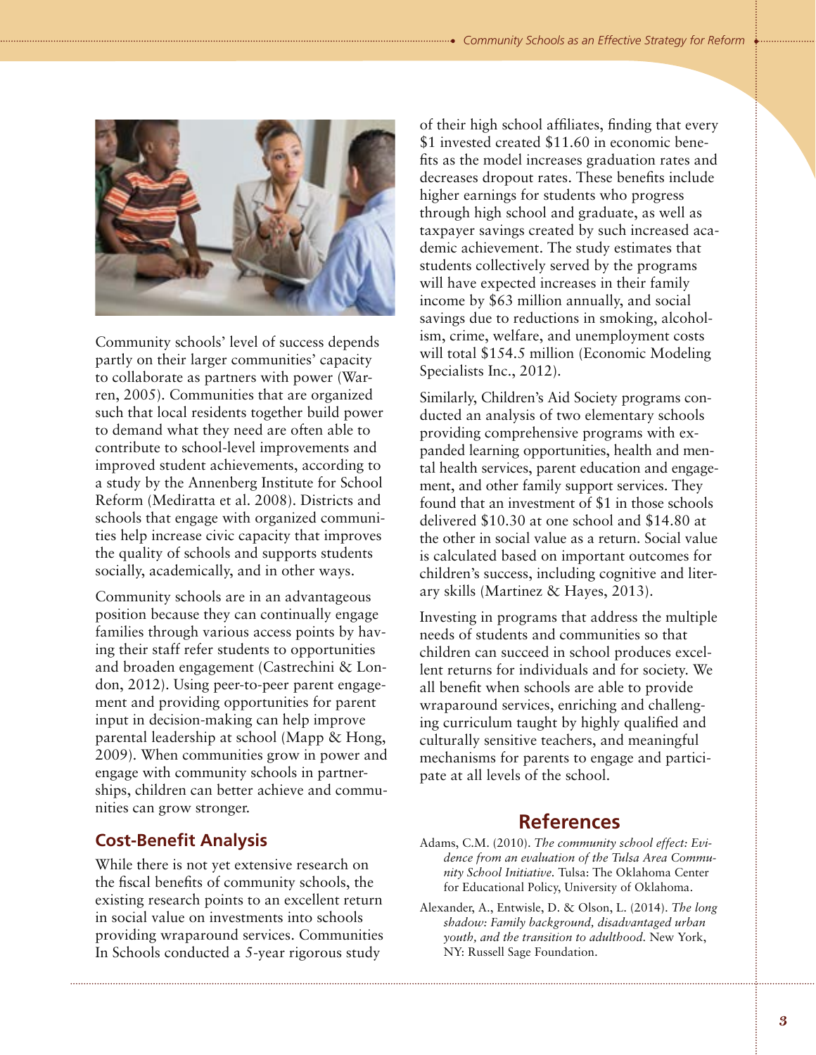Community schools' level of success depends partly on their larger communities' capacity to collaborate as partners with power (Warren, 2005). Communities that are organized such that local residents together build power to demand what they need are often able to contribute to school-level improvements and improved student achievements, according to a study by the Annenberg Institute for School Reform (Mediratta et al. 2008). Districts and schools that engage with organized communities help increase civic capacity that improves the quality of schools and supports students socially, academically, and in other ways.

Community schools are in an advantageous position because they can continually engage families through various access points by having their staff refer students to opportunities and broaden engagement (Castrechini & London, 2012). Using peer-to-peer parent engagement and providing opportunities for parent input in decision-making can help improve parental leadership at school (Mapp & Hong, 2009). When communities grow in power and engage with community schools in partnerships, children can better achieve and communities can grow stronger.

## Cost-Benefit Analysis

While there is not yet extensive research on the fiscal benefits of community schools, the existing research points to an excellent return in social value on investments into schools providing wraparound services. Communities In Schools conducted a 5-year rigorous study of their high school affiliates, finding that every $1 invested created $11.60 in economic benefits as the model increases graduation rates and decreases dropout rates. These benefits include higher earnings for students who progress through high school and graduate, as well as taxpayer savings created by such increased academic achievement. The study estimates that students collectively served by the programs will have expected increases in their family income by $63 million annually, and social savings due to reductions in smoking, alcoholism, crime, welfare, and unemployment costs will total $154.5 million (Economic Modeling Specialists Inc., 2012).

Similarly, Children's Aid Society programs conducted an analysis of two elementary schools providing comprehensive programs with expanded learning opportunities, health and mental health services, parent education and engagement, and other family support services. They found that an investment of $1 in those schools delivered $10.30 at one school and $14.80 at the other in social value as a return. Social value is calculated based on important outcomes for children's success, including cognitive and literary skills (Martinez & Hayes, 2013).

Investing in programs that address the multiple needs of students and communities so that children can succeed in school produces excellent returns for individuals and for society. We all benefit when schools are able to provide wraparound services, enriching and challenging curriculum taught by highly qualified and culturally sensitive teachers, and meaningful mechanisms for parents to engage and participate at all levels of the school.

## References

Adams, C.M. (2010). *The community school effect: Evidence from an evaluation of the Tulsa Area Community School Initiative.* Tulsa: The Oklahoma Center for Educational Policy, University of Oklahoma.

Alexander, A., Entwisle, D. & Olson, L. (2014). *The long shadow: Family background, disadvantaged urban youth, and the transition to adulthood.* New York, NY: Russell Sage Foundation.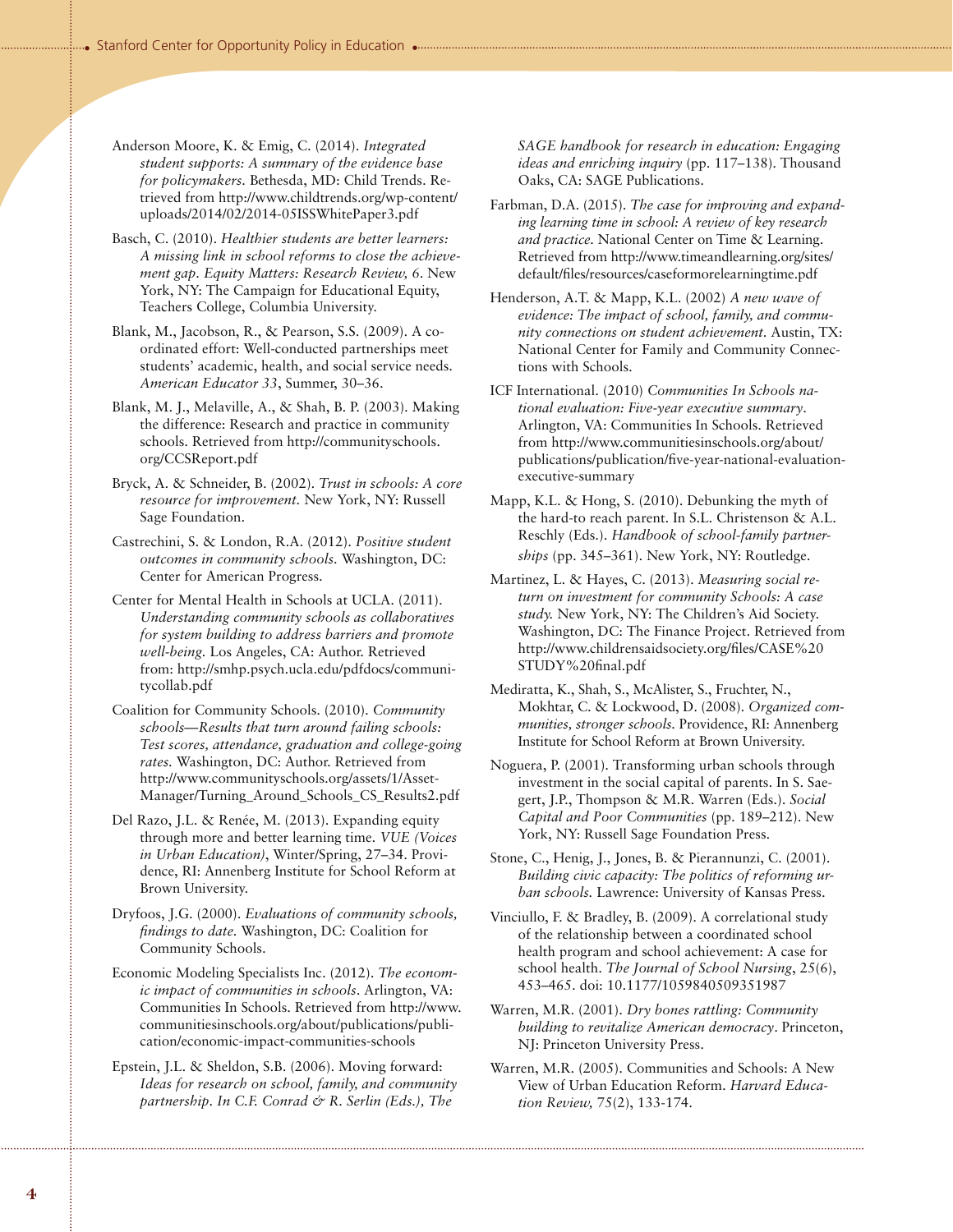Anderson Moore, K. & Emig, C. (2014). *Integrated student supports: A summary of the evidence base for policymakers.* Bethesda, MD: Child Trends. Retrieved from http://www.childtrends.org/wp-content/uploads/2014/02/2014-05ISSWhitePaper3.pdf

Basch, C. (2010). *Healthier students are better learners: A missing link in school reforms to close the achievement gap. Equity Matters: Research Review, 6.* New York, NY: The Campaign for Educational Equity, Teachers College, Columbia University.

Blank, M., Jacobson, R., & Pearson, S.S. (2009). A coordinated effort: Well-conducted partnerships meet students' academic, health, and social service needs. *American Educator 33*, Summer, 30–36.

Blank, M. J., Melaville, A., & Shah, B. P. (2003). Making the difference: Research and practice in community schools. Retrieved from http://communityschools.org/CCSReport.pdf

Bryck, A. & Schneider, B. (2002). *Trust in schools: A core resource for improvement.* New York, NY: Russell Sage Foundation.

Castrechini, S. & London, R.A. (2012). *Positive student outcomes in community schools.* Washington, DC: Center for American Progress.

Center for Mental Health in Schools at UCLA. (2011). *Understanding community schools as collaboratives for system building to address barriers and promote well-being.* Los Angeles, CA: Author. Retrieved from: http://smhp.psych.ucla.edu/pdfdocs/communitycollab.pdf

Coalition for Community Schools. (2010). *Community schools—Results that turn around failing schools: Test scores, attendance, graduation and college-going rates.* Washington, DC: Author. Retrieved from http://www.communityschools.org/assets/1/AssetManager/Turning_Around_Schools_CS_Results2.pdf

Del Razo, J.L. & Renée, M. (2013). Expanding equity through more and better learning time. *VUE (Voices in Urban Education)*, Winter/Spring, 27–34. Providence, RI: Annenberg Institute for School Reform at Brown University.

Dryfoos, J.G. (2000). *Evaluations of community schools, findings to date.* Washington, DC: Coalition for Community Schools.

Economic Modeling Specialists Inc. (2012). *The economic impact of communities in schools.* Arlington, VA: Communities In Schools. Retrieved from http://www.communitiesinschools.org/about/publications/publication/economic-impact-communities-schools

Epstein, J.L. & Sheldon, S.B. (2006). Moving forward: *Ideas for research on school, family, and community partnership. In C.F. Conrad & R. Serlin (Eds.), The SAGE handbook for research in education: Engaging ideas and enriching inquiry* (pp. 117–138). Thousand Oaks, CA: SAGE Publications.

Farbman, D.A. (2015). *The case for improving and expanding learning time in school: A review of key research and practice.* National Center on Time & Learning. Retrieved from http://www.timeandlearning.org/sites/default/files/resources/caseformorelearningtime.pdf

Henderson, A.T. & Mapp, K.L. (2002) *A new wave of evidence: The impact of school, family, and community connections on student achievement.* Austin, TX: National Center for Family and Community Connections with Schools.

ICF International. (2010) *Communities In Schools national evaluation: Five-year executive summary.* Arlington, VA: Communities In Schools. Retrieved from http://www.communitiesinschools.org/about/publications/publication/five-year-national-evaluation-executive-summary

Mapp, K.L. & Hong, S. (2010). Debunking the myth of the hard-to reach parent. In S.L. Christenson & A.L. Reschly (Eds.). *Handbook of school-family partnerships* (pp. 345–361). New York, NY: Routledge.

Martinez, L. & Hayes, C. (2013). *Measuring social return on investment for community Schools: A case study.* New York, NY: The Children's Aid Society. Washington, DC: The Finance Project. Retrieved from http://www.childrensaidsociety.org/files/CASE%20STUDY%20final.pdf

Mediratta, K., Shah, S., McAlister, S., Fruchter, N., Mokhtar, C. & Lockwood, D. (2008). *Organized communities, stronger schools.* Providence, RI: Annenberg Institute for School Reform at Brown University.

Noguera, P. (2001). Transforming urban schools through investment in the social capital of parents. In S. Saegert, J.P., Thompson & M.R. Warren (Eds.). *Social Capital and Poor Communities* (pp. 189–212). New York, NY: Russell Sage Foundation Press.

Stone, C., Henig, J., Jones, B. & Pierannunzi, C. (2001). *Building civic capacity: The politics of reforming urban schools.* Lawrence: University of Kansas Press.

Vinciullo, F. & Bradley, B. (2009). A correlational study of the relationship between a coordinated school health program and school achievement: A case for school health. *The Journal of School Nursing*, 25(6), 453–465. doi: 10.1177/1059840509351987

Warren, M.R. (2001). *Dry bones rattling: Community building to revitalize American democracy*. Princeton, NJ: Princeton University Press.

Warren, M.R. (2005). Communities and Schools: A New View of Urban Education Reform. *Harvard Education Review,* 75(2), 133-174.